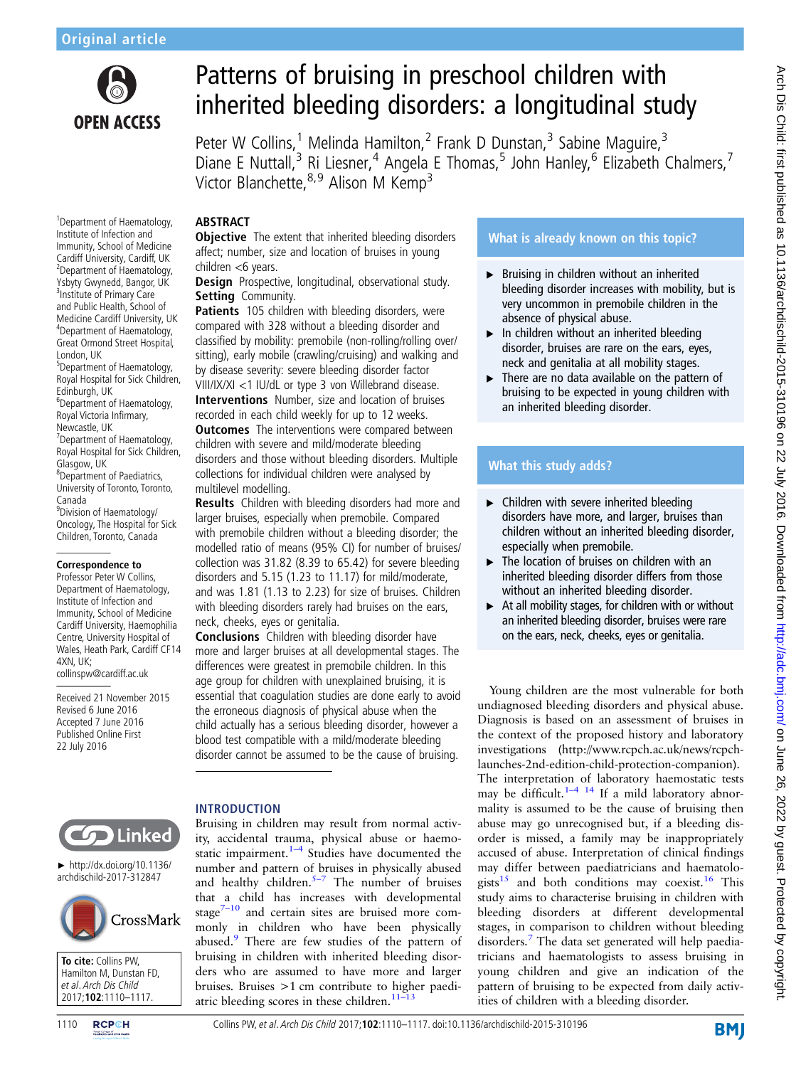Original article

# Patterns of bruising in preschool children with inherited bleeding disorders: a longitudinal study

Peter W Collins,[1] Melinda Hamilton,[2] Frank D Dunstan,[3] Sabine Maguire,[3] Diane E Nuttall,[3] Ri Liesner,[4] Angela E Thomas,[5] John Hanley,[6] Elizabeth Chalmers,[7] Victor Blanchette,[8,9] Alison M Kemp[3]

[1]Department of Haematology, Institute of Infection and Immunity, School of Medicine Cardiff University, Cardiff, UK
[2]Department of Haematology, Ysbyty Gwynedd, Bangor, UK
[3]Institute of Primary Care and Public Health, School of Medicine Cardiff University, UK
[4]Department of Haematology, Great Ormond Street Hospital, London, UK
[5]Department of Haematology, Royal Hospital for Sick Children, Edinburgh, UK
[6]Department of Haematology, Royal Victoria Infirmary, Newcastle, UK
[7]Department of Haematology, Royal Hospital for Sick Children, Glasgow, UK
[8]Department of Paediatrics, University of Toronto, Toronto, Canada
[9]Division of Haematology/Oncology, The Hospital for Sick Children, Toronto, Canada

**Correspondence to**
Professor Peter W Collins, Department of Haematology, Institute of Infection and Immunity, School of Medicine Cardiff University, Haemophilia Centre, University Hospital of Wales, Heath Park, Cardiff CF14 4XN, UK; collinspw@cardiff.ac.uk

Received 21 November 2015
Revised 6 June 2016
Accepted 7 June 2016
Published Online First 22 July 2016

► http://dx.doi.org/10.1136/archdischild-2017-312847

**To cite:** Collins PW, Hamilton M, Dunstan FD, et al. Arch Dis Child 2017;**102**:1110–1117.

## ABSTRACT

**Objective** The extent that inherited bleeding disorders affect; number, size and location of bruises in young children <6 years.

**Design** Prospective, longitudinal, observational study.

**Setting** Community.

**Patients** 105 children with bleeding disorders, were compared with 328 without a bleeding disorder and classified by mobility: premobile (non-rolling/rolling over/sitting), early mobile (crawling/cruising) and walking and by disease severity: severe bleeding disorder factor VIII/IX/XI <1 IU/dL or type 3 von Willebrand disease.

**Interventions** Number, size and location of bruises recorded in each child weekly for up to 12 weeks.

**Outcomes** The interventions were compared between children with severe and mild/moderate bleeding disorders and those without bleeding disorders. Multiple collections for individual children were analysed by multilevel modelling.

**Results** Children with bleeding disorders had more and larger bruises, especially when premobile. Compared with premobile children without a bleeding disorder; the modelled ratio of means (95% CI) for number of bruises/collection was 31.82 (8.39 to 65.42) for severe bleeding disorders and 5.15 (1.23 to 11.17) for mild/moderate, and was 1.81 (1.13 to 2.23) for size of bruises. Children with bleeding disorders rarely had bruises on the ears, neck, cheeks, eyes or genitalia.

**Conclusions** Children with bleeding disorder have more and larger bruises at all developmental stages. The differences were greatest in premobile children. In this age group for children with unexplained bruising, it is essential that coagulation studies are done early to avoid the erroneous diagnosis of physical abuse when the child actually has a serious bleeding disorder, however a blood test compatible with a mild/moderate bleeding disorder cannot be assumed to be the cause of bruising.

## What is already known on this topic?

- Bruising in children without an inherited bleeding disorder increases with mobility, but is very uncommon in premobile children in the absence of physical abuse.
- In children without an inherited bleeding disorder, bruises are rare on the ears, eyes, neck and genitalia at all mobility stages.
- There are no data available on the pattern of bruising to be expected in young children with an inherited bleeding disorder.

## What this study adds?

- Children with severe inherited bleeding disorders have more, and larger, bruises than children without an inherited bleeding disorder, especially when premobile.
- The location of bruises on children with an inherited bleeding disorder differs from those without an inherited bleeding disorder.
- At all mobility stages, for children with or without an inherited bleeding disorder, bruises were rare on the ears, neck, cheeks, eyes or genitalia.

## INTRODUCTION

Bruising in children may result from normal activity, accidental trauma, physical abuse or haemostatic impairment.[1–4] Studies have documented the number and pattern of bruises in physically abused and healthy children.[5–7] The number of bruises that a child has increases with developmental stage[7–10] and certain sites are bruised more commonly in children who have been physically abused.[9] There are few studies of the pattern of bruising in children with inherited bleeding disorders who are assumed to have more and larger bruises. Bruises >1 cm contribute to higher paediatric bleeding scores in these children.[11–13]

Young children are the most vulnerable for both undiagnosed bleeding disorders and physical abuse. Diagnosis is based on an assessment of bruises in the context of the proposed history and laboratory investigations (http://www.rcpch.ac.uk/news/rcpch-launches-2nd-edition-child-protection-companion). The interpretation of laboratory haemostatic tests may be difficult.[1–4 14] If a mild laboratory abnormality is assumed to be the cause of bruising then abuse may go unrecognised but, if a bleeding disorder is missed, a family may be inappropriately accused of abuse. Interpretation of clinical findings may differ between paediatricians and haematologists[15] and both conditions may coexist.[16] This study aims to characterise bruising in children with bleeding disorders at different developmental stages, in comparison to children without bleeding disorders.[7] The data set generated will help paediatricians and haematologists to assess bruising in young children and give an indication of the pattern of bruising to be expected from daily activities of children with a bleeding disorder.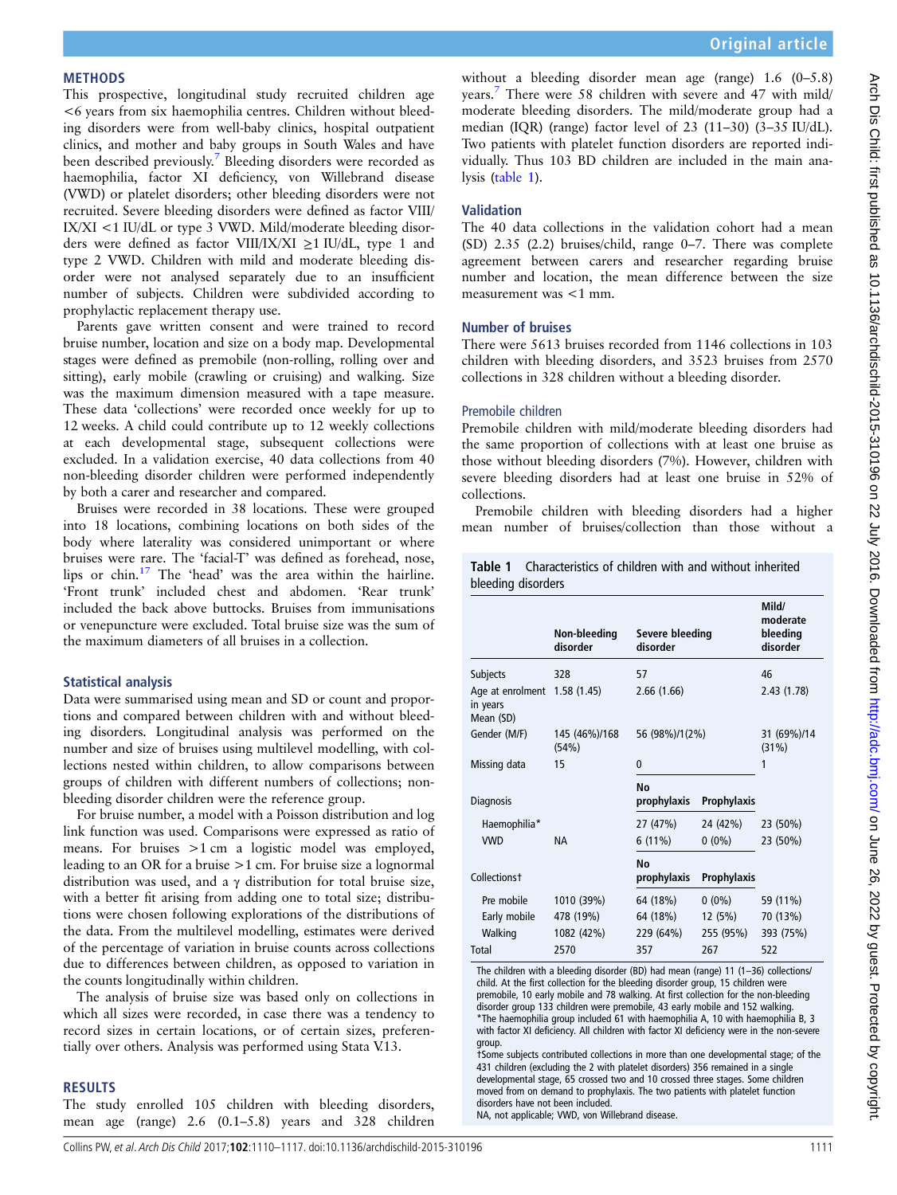## METHODS

This prospective, longitudinal study recruited children age <6 years from six haemophilia centres. Children without bleeding disorders were from well-baby clinics, hospital outpatient clinics, and mother and baby groups in South Wales and have been described previously.[7] Bleeding disorders were recorded as haemophilia, factor XI deficiency, von Willebrand disease (VWD) or platelet disorders; other bleeding disorders were not recruited. Severe bleeding disorders were defined as factor VIII/IX/XI <1 IU/dL or type 3 VWD. Mild/moderate bleeding disorders were defined as factor VIII/IX/XI ≥1 IU/dL, type 1 and type 2 VWD. Children with mild and moderate bleeding disorder were not analysed separately due to an insufficient number of subjects. Children were subdivided according to prophylactic replacement therapy use.

Parents gave written consent and were trained to record bruise number, location and size on a body map. Developmental stages were defined as premobile (non-rolling, rolling over and sitting), early mobile (crawling or cruising) and walking. Size was the maximum dimension measured with a tape measure. These data 'collections' were recorded once weekly for up to 12 weeks. A child could contribute up to 12 weekly collections at each developmental stage, subsequent collections were excluded. In a validation exercise, 40 data collections from 40 non-bleeding disorder children were performed independently by both a carer and researcher and compared.

Bruises were recorded in 38 locations. These were grouped into 18 locations, combining locations on both sides of the body where laterality was considered unimportant or where bruises were rare. The 'facial-T' was defined as forehead, nose, lips or chin.[17] The 'head' was the area within the hairline. 'Front trunk' included chest and abdomen. 'Rear trunk' included the back above buttocks. Bruises from immunisations or venepuncture were excluded. Total bruise size was the sum of the maximum diameters of all bruises in a collection.

### Statistical analysis

Data were summarised using mean and SD or count and proportions and compared between children with and without bleeding disorders. Longitudinal analysis was performed on the number and size of bruises using multilevel modelling, with collections nested within children, to allow comparisons between groups of children with different numbers of collections; non-bleeding disorder children were the reference group.

For bruise number, a model with a Poisson distribution and log link function was used. Comparisons were expressed as ratio of means. For bruises >1 cm a logistic model was employed, leading to an OR for a bruise >1 cm. For bruise size a lognormal distribution was used, and a γ distribution for total bruise size, with a better fit arising from adding one to total size; distributions were chosen following explorations of the distributions of the data. From the multilevel modelling, estimates were derived of the percentage of variation in bruise counts across collections due to differences between children, as opposed to variation in the counts longitudinally within children.

The analysis of bruise size was based only on collections in which all sizes were recorded, in case there was a tendency to record sizes in certain locations, or of certain sizes, preferentially over others. Analysis was performed using Stata V.13.

## RESULTS

The study enrolled 105 children with bleeding disorders, mean age (range) 2.6 (0.1–5.8) years and 328 children without a bleeding disorder mean age (range) 1.6 (0–5.8) years.[7] There were 58 children with severe and 47 with mild/moderate bleeding disorders. The mild/moderate group had a median (IQR) (range) factor level of 23 (11–30) (3–35 IU/dL). Two patients with platelet function disorders are reported individually. Thus 103 BD children are included in the main analysis (table 1).

### Validation

The 40 data collections in the validation cohort had a mean (SD) 2.35 (2.2) bruises/child, range 0–7. There was complete agreement between carers and researcher regarding bruise number and location, the mean difference between the size measurement was <1 mm.

### Number of bruises

There were 5613 bruises recorded from 1146 collections in 103 children with bleeding disorders, and 3523 bruises from 2570 collections in 328 children without a bleeding disorder.

#### Premobile children

Premobile children with mild/moderate bleeding disorders had the same proportion of collections with at least one bruise as those without bleeding disorders (7%). However, children with severe bleeding disorders had at least one bruise in 52% of collections.

Premobile children with bleeding disorders had a higher mean number of bruises/collection than those without a

**Table 1** Characteristics of children with and without inherited bleeding disorders

| | Non-bleeding disorder | Severe bleeding disorder | | Mild/moderate bleeding disorder |
|---|---|---|---|---|
| Subjects | 328 | 57 | | 46 |
| Age at enrolment in years Mean (SD) | 1.58 (1.45) | 2.66 (1.66) | | 2.43 (1.78) |
| Gender (M/F) | 145 (46%)/168 (54%) | 56 (98%)/1(2%) | | 31 (69%)/14 (31%) |
| Missing data | 15 | 0 | | 1 |
| Diagnosis | | No prophylaxis | Prophylaxis | |
| Haemophilia* | | 27 (47%) | 24 (42%) | 23 (50%) |
| VWD | NA | 6 (11%) | 0 (0%) | 23 (50%) |
| Collections† | | No prophylaxis | Prophylaxis | |
| Pre mobile | 1010 (39%) | 64 (18%) | 0 (0%) | 59 (11%) |
| Early mobile | 478 (19%) | 64 (18%) | 12 (5%) | 70 (13%) |
| Walking | 1082 (42%) | 229 (64%) | 255 (95%) | 393 (75%) |
| Total | 2570 | 357 | 267 | 522 |

The children with a bleeding disorder (BD) had mean (range) 11 (1–36) collections/child. At the first collection for the bleeding disorder group, 15 children were premobile, 10 early mobile and 78 walking. At first collection for the non-bleeding disorder group 133 children were premobile, 43 early mobile and 152 walking.
*The haemophilia group included 61 with haemophilia A, 10 with haemophilia B, 3 with factor XI deficiency. All children with factor XI deficiency were in the non-severe group.
†Some subjects contributed collections in more than one developmental stage; of the 431 children (excluding the 2 with platelet disorders) 356 remained in a single developmental stage, 65 crossed two and 10 crossed three stages. Some children moved from on demand to prophylaxis. The two patients with platelet function disorders have not been included.
NA, not applicable; VWD, von Willebrand disease.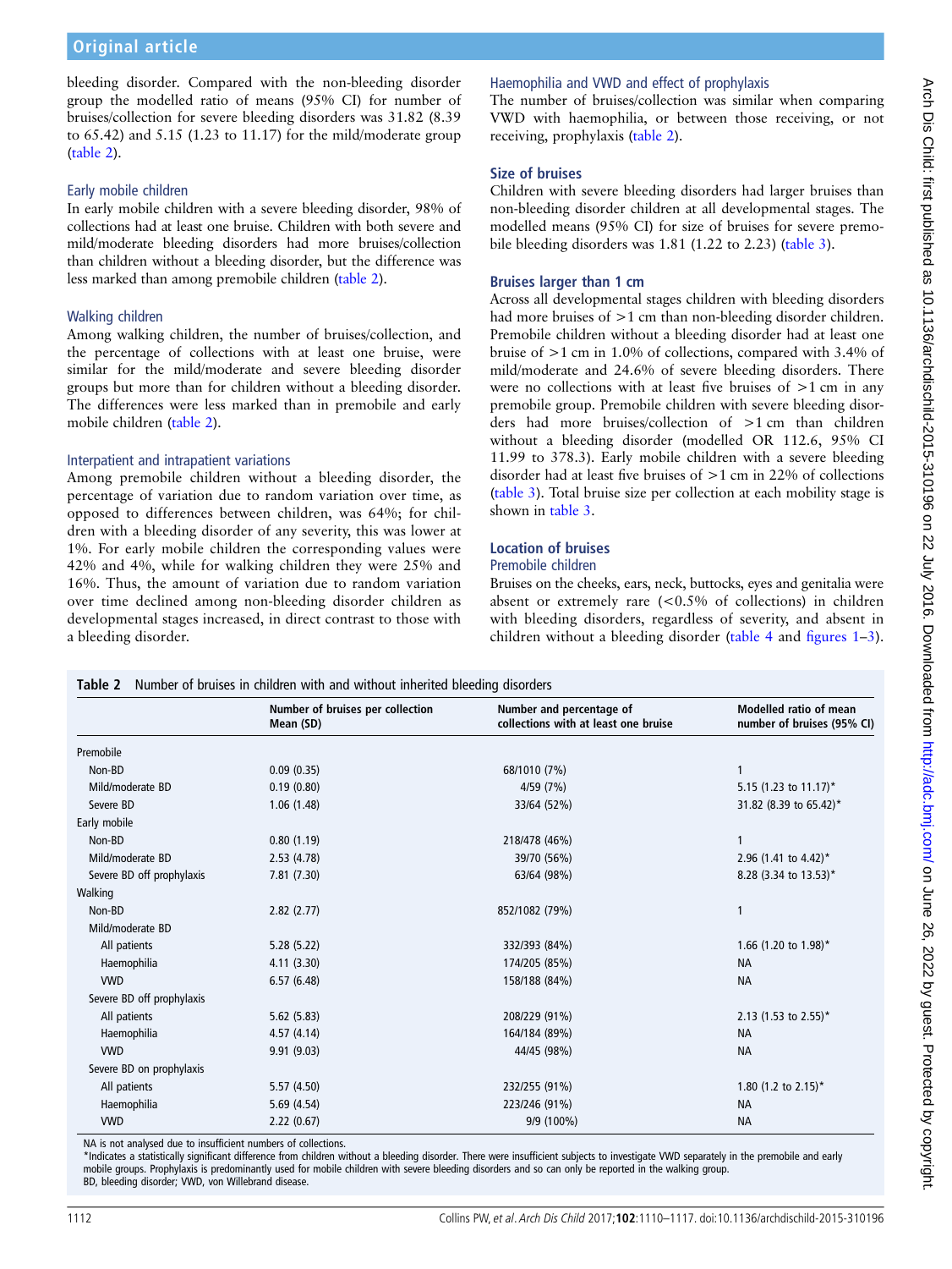bleeding disorder. Compared with the non-bleeding disorder group the modelled ratio of means (95% CI) for number of bruises/collection for severe bleeding disorders was 31.82 (8.39 to 65.42) and 5.15 (1.23 to 11.17) for the mild/moderate group (table 2).

### Early mobile children

In early mobile children with a severe bleeding disorder, 98% of collections had at least one bruise. Children with both severe and mild/moderate bleeding disorders had more bruises/collection than children without a bleeding disorder, but the difference was less marked than among premobile children (table 2).

### Walking children

Among walking children, the number of bruises/collection, and the percentage of collections with at least one bruise, were similar for the mild/moderate and severe bleeding disorder groups but more than for children without a bleeding disorder. The differences were less marked than in premobile and early mobile children (table 2).

### Interpatient and intrapatient variations

Among premobile children without a bleeding disorder, the percentage of variation due to random variation over time, as opposed to differences between children, was 64%; for children with a bleeding disorder of any severity, this was lower at 1%. For early mobile children the corresponding values were 42% and 4%, while for walking children they were 25% and 16%. Thus, the amount of variation due to random variation over time declined among non-bleeding disorder children as developmental stages increased, in direct contrast to those with a bleeding disorder.

### Haemophilia and VWD and effect of prophylaxis

The number of bruises/collection was similar when comparing VWD with haemophilia, or between those receiving, or not receiving, prophylaxis (table 2).

## Size of bruises

Children with severe bleeding disorders had larger bruises than non-bleeding disorder children at all developmental stages. The modelled means (95% CI) for size of bruises for severe premobile bleeding disorders was 1.81 (1.22 to 2.23) (table 3).

## Bruises larger than 1 cm

Across all developmental stages children with bleeding disorders had more bruises of >1 cm than non-bleeding disorder children. Premobile children without a bleeding disorder had at least one bruise of >1 cm in 1.0% of collections, compared with 3.4% of mild/moderate and 24.6% of severe bleeding disorders. There were no collections with at least five bruises of >1 cm in any premobile group. Premobile children with severe bleeding disorders had more bruises/collection of >1 cm than children without a bleeding disorder (modelled OR 112.6, 95% CI 11.99 to 378.3). Early mobile children with a severe bleeding disorder had at least five bruises of >1 cm in 22% of collections (table 3). Total bruise size per collection at each mobility stage is shown in table 3.

## Location of bruises

### Premobile children

Bruises on the cheeks, ears, neck, buttocks, eyes and genitalia were absent or extremely rare (<0.5% of collections) in children with bleeding disorders, regardless of severity, and absent in children without a bleeding disorder (table 4 and figures 1–3).

**Table 2** Number of bruises in children with and without inherited bleeding disorders

| | Number of bruises per collection Mean (SD) | Number and percentage of collections with at least one bruise | Modelled ratio of mean number of bruises (95% CI) |
|---|---|---|---|
| Premobile | | | |
| Non-BD | 0.09 (0.35) | 68/1010 (7%) | 1 |
| Mild/moderate BD | 0.19 (0.80) | 4/59 (7%) | 5.15 (1.23 to 11.17)* |
| Severe BD | 1.06 (1.48) | 33/64 (52%) | 31.82 (8.39 to 65.42)* |
| Early mobile | | | |
| Non-BD | 0.80 (1.19) | 218/478 (46%) | 1 |
| Mild/moderate BD | 2.53 (4.78) | 39/70 (56%) | 2.96 (1.41 to 4.42)* |
| Severe BD off prophylaxis | 7.81 (7.30) | 63/64 (98%) | 8.28 (3.34 to 13.53)* |
| Walking | | | |
| Non-BD | 2.82 (2.77) | 852/1082 (79%) | 1 |
| Mild/moderate BD | | | |
| All patients | 5.28 (5.22) | 332/393 (84%) | 1.66 (1.20 to 1.98)* |
| Haemophilia | 4.11 (3.30) | 174/205 (85%) | NA |
| VWD | 6.57 (6.48) | 158/188 (84%) | NA |
| Severe BD off prophylaxis | | | |
| All patients | 5.62 (5.83) | 208/229 (91%) | 2.13 (1.53 to 2.55)* |
| Haemophilia | 4.57 (4.14) | 164/184 (89%) | NA |
| VWD | 9.91 (9.03) | 44/45 (98%) | NA |
| Severe BD on prophylaxis | | | |
| All patients | 5.57 (4.50) | 232/255 (91%) | 1.80 (1.2 to 2.15)* |
| Haemophilia | 5.69 (4.54) | 223/246 (91%) | NA |
| VWD | 2.22 (0.67) | 9/9 (100%) | NA |

NA is not analysed due to insufficient numbers of collections.
*Indicates a statistically significant difference from children without a bleeding disorder. There were insufficient subjects to investigate VWD separately in the premobile and early mobile groups. Prophylaxis is predominantly used for mobile children with severe bleeding disorders and so can only be reported in the walking group.
BD, bleeding disorder; VWD, von Willebrand disease.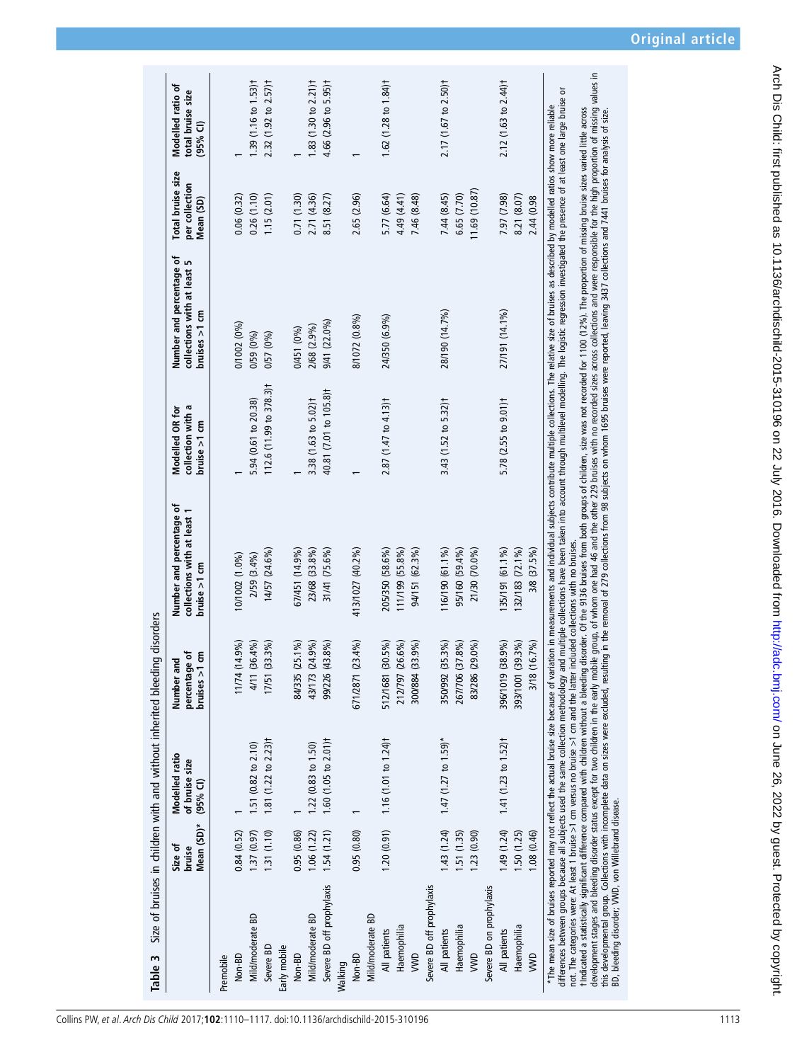**Table 3** Size of bruises in children with and without inherited bleeding disorders

| | Size of bruise Mean (SD)* | Modelled ratio of bruise size (95% CI) | Number and percentage of bruises >1 cm | Number and percentage of collections with at least 1 bruise >1 cm | Modelled OR for collection with a bruise >1 cm | Number and percentage of collections with at least 5 bruises >1 cm | Total bruise size per collection Mean (SD) | Modelled ratio of total bruise size (95% CI) |
|---|---|---|---|---|---|---|---|---|
| Premobile | | | | | | | | |
| Non-BD | 0.84 (0.52) | 1 | 11/74 (14.9%) | 10/1002 (1.0%) | 1 | 0/1002 (0%) | 0.06 (0.32) | 1 |
| Mild/moderate BD | 1.37 (0.97) | 1.51 (0.82 to 2.10) | 4/11 (36.4%) | 2/59 (3.4%) | 5.94 (0.61 to 20.38) | 0/59 (0%) | 0.26 (1.10) | 1.39 (1.16 to 1.53)† |
| Severe BD | 1.31 (1.10) | 1.81 (1.22 to 2.23)† | 17/51 (33.3%) | 14/57 (24.6%) | 112.6 (11.99 to 378.3)† | 0/57 (0%) | 1.15 (2.01) | 2.32 (1.92 to 2.57)† |
| Early mobile | | | | | | | | |
| Non-BD | 0.95 (0.86) | 1 | 84/335 (25.1%) | 67/451 (14.9%) | 1 | 0/451 (0%) | 0.71 (1.30) | 1 |
| Mild/moderate BD | 1.06 (1.22) | 1.22 (0.83 to 1.50) | 43/173 (24.9%) | 23/68 (33.8%) | 3.38 (1.63 to 5.02)† | 2/68 (2.9%) | 2.71 (4.36) | 1.83 (1.30 to 2.21)† |
| Severe BD off prophylaxis | 1.54 (1.21) | 1.60 (1.05 to 2.01)† | 99/226 (43.8%) | 31/41 (75.6%) | 40.81 (7.01 to 105.8)† | 9/41 (22.0%) | 8.51 (8.27) | 4.66 (2.96 to 5.95)† |
| Walking | | | | | | | | |
| Non-BD | 0.95 (0.80) | 1 | 671/2871 (23.4%) | 413/1027 (40.2%) | 1 | 8/1072 (0.8%) | 2.65 (2.96) | 1 |
| Mild/moderate BD | | | | | | | | |
| All patients | 1.20 (0.91) | 1.16 (1.01 to 1.24)† | 512/1681 (30.5%) | 205/350 (58.6%) | 2.87 (1.47 to 4.13)† | 24/350 (6.9%) | 5.77 (6.64) | 1.62 (1.28 to 1.84)† |
| Haemophilia | | | 212/797 (26.6%) | 111/199 (55.8%) | | | 4.49 (4.41) | |
| VWD | | | 300/884 (33.9%) | 94/151 (62.3%) | | | 7.46 (8.48) | |
| Severe BD off prophylaxis | | | | | | | | |
| All patients | 1.43 (1.24) | 1.47 (1.27 to 1.59)* | 350/992 (35.3%) | 116/190 (61.1%) | 3.43 (1.52 to 5.32)† | 28/190 (14.7%) | 7.44 (8.45) | 2.17 (1.67 to 2.50)† |
| Haemophilia | 1.51 (1.35) | | 267/706 (37.8%) | 95/160 (59.4%) | | | 6.65 (7.70) | |
| VWD | 1.23 (0.90) | | 83/286 (29.0%) | 21/30 (70.0%) | | | 11.69 (10.87) | |
| Severe BD on prophylaxis | | | | | | | | |
| All patients | 1.49 (1.24) | 1.41 (1.23 to 1.52)† | 396/1019 (38.9%) | 135/191 (61.1%) | 5.78 (2.55 to 9.01)† | 27/191 (14.1%) | 7.97 (7.98) | 2.12 (1.63 to 2.44)† |
| Haemophilia | 1.50 (1.25) | | 393/1001 (39.3%) | 132/183 (72.1%) | | | 8.21 (8.07) | |
| VWD | 1.08 (0.46) | | 3/18 (16.7%) | 3/8 (37.5%) | | | 2.44 (0.98 | |

*The mean size of bruises reported may not reflect the actual bruise size because of variation in measurements and individual subjects contribute multiple collections. The relative size of bruises as described by modelled ratios show more reliable differences between groups because all subjects used the same collection methodology and multiple collections have been taken into account through multilevel modelling. The logistic regression investigated the presence of at least one large bruise or not. The categories were: At least 1 bruise >1 cm versus no bruise >1 cm and the latter included collections with no bruises.

†Indicated a statistically significant difference compared with children without a bleeding disorder. Of the 9136 bruises from both groups of children, size was not recorded for 1100 (12%). The proportion of missing bruise sizes varied little across development stages and bleeding disorder status except for two children in the early mobile group, of whom one had 46 and the other 229 bruises with no recorded sizes across collections and were responsible for the high proportion of missing values in this developmental group. Collections with incomplete data on sizes were excluded, resulting in the removal of 279 collections from 98 subjects on whom 1695 bruises were reported, leaving 3437 collections and 7441 bruises for analysis of size.

BD, bleeding disorder; VWD, von Willebrand disease.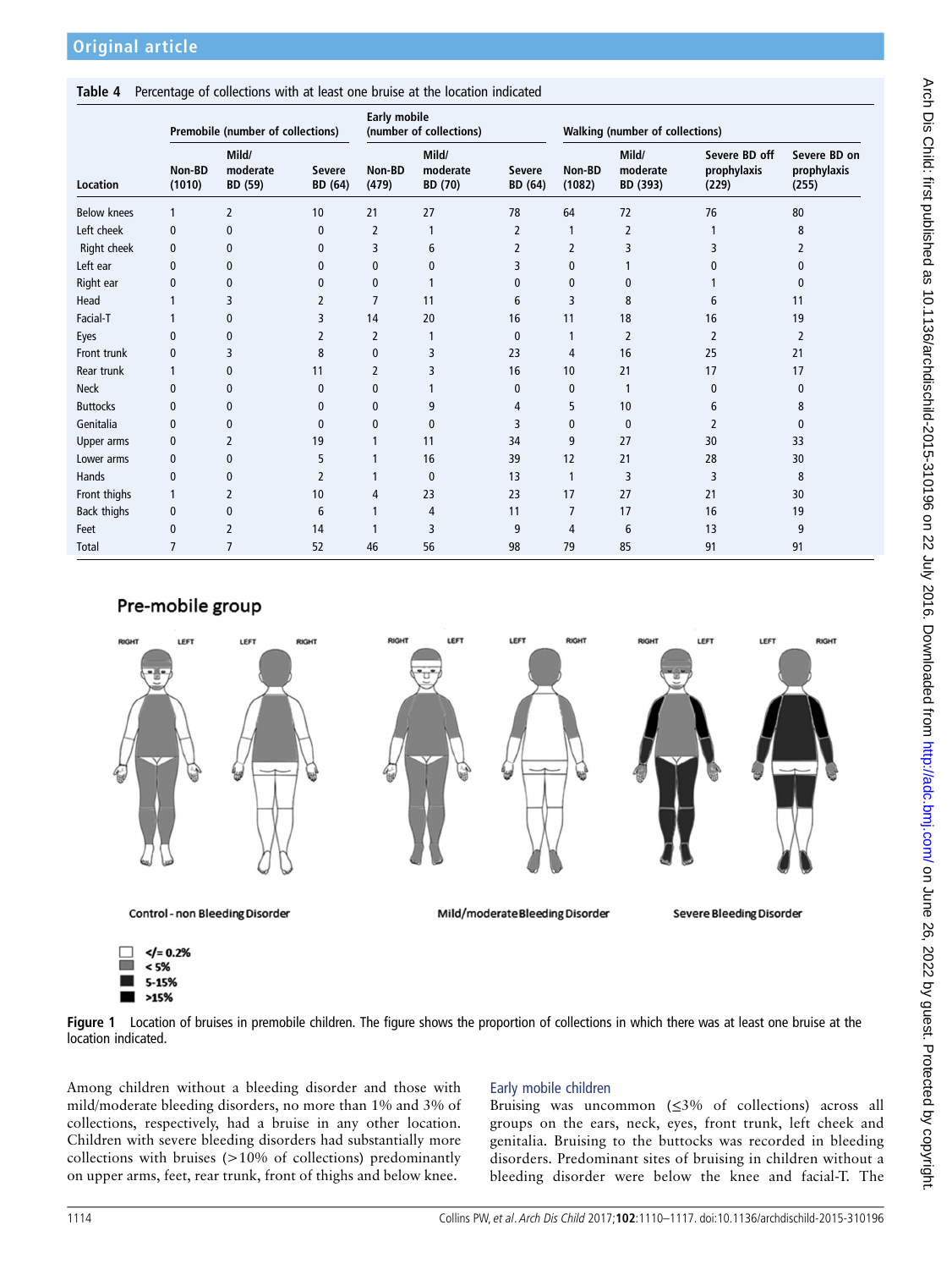**Table 4** Percentage of collections with at least one bruise at the location indicated

| Location | Premobile (number of collections) | | | Early mobile (number of collections) | | | Walking (number of collections) | | | |
|---|---|---|---|---|---|---|---|---|---|---|
| | Non-BD (1010) | Mild/ moderate BD (59) | Severe BD (64) | Non-BD (479) | Mild/ moderate BD (70) | Severe BD (64) | Non-BD (1082) | Mild/ moderate BD (393) | Severe BD off prophylaxis (229) | Severe BD on prophylaxis (255) |
| Below knees | 1 | 2 | 10 | 21 | 27 | 78 | 64 | 72 | 76 | 80 |
| Left cheek | 0 | 0 | 0 | 2 | 1 | 2 | 1 | 2 | 1 | 8 |
| Right cheek | 0 | 0 | 0 | 3 | 6 | 2 | 2 | 3 | 3 | 2 |
| Left ear | 0 | 0 | 0 | 0 | 0 | 3 | 0 | 1 | 0 | 0 |
| Right ear | 0 | 0 | 0 | 0 | 1 | 0 | 0 | 0 | 1 | 0 |
| Head | 1 | 3 | 2 | 7 | 11 | 6 | 3 | 8 | 6 | 11 |
| Facial-T | 1 | 0 | 3 | 14 | 20 | 16 | 11 | 18 | 16 | 19 |
| Eyes | 0 | 0 | 2 | 2 | 1 | 0 | 1 | 2 | 2 | 2 |
| Front trunk | 0 | 3 | 8 | 0 | 3 | 23 | 4 | 16 | 25 | 21 |
| Rear trunk | 1 | 0 | 11 | 2 | 3 | 16 | 10 | 21 | 17 | 17 |
| Neck | 0 | 0 | 0 | 0 | 1 | 0 | 0 | 1 | 0 | 0 |
| Buttocks | 0 | 0 | 0 | 0 | 9 | 4 | 5 | 10 | 6 | 8 |
| Genitalia | 0 | 0 | 0 | 0 | 0 | 3 | 0 | 0 | 2 | 0 |
| Upper arms | 0 | 2 | 19 | 1 | 11 | 34 | 9 | 27 | 30 | 33 |
| Lower arms | 0 | 0 | 5 | 1 | 16 | 39 | 12 | 21 | 28 | 30 |
| Hands | 0 | 0 | 2 | 1 | 0 | 13 | 1 | 3 | 3 | 8 |
| Front thighs | 1 | 2 | 10 | 4 | 23 | 23 | 17 | 27 | 21 | 30 |
| Back thighs | 0 | 0 | 6 | 1 | 4 | 11 | 7 | 17 | 16 | 19 |
| Feet | 0 | 2 | 14 | 1 | 3 | 9 | 4 | 6 | 13 | 9 |
| Total | 7 | 7 | 52 | 46 | 56 | 98 | 79 | 85 | 91 | 91 |

**Pre-mobile group**

Control - non Bleeding Disorder; Mild/moderate Bleeding Disorder; Severe Bleeding Disorder

Legend: </= 0.2%; < 5%; 5-15%; >15%

**Figure 1** Location of bruises in premobile children. The figure shows the proportion of collections in which there was at least one bruise at the location indicated.

Among children without a bleeding disorder and those with mild/moderate bleeding disorders, no more than 1% and 3% of collections, respectively, had a bruise in any other location. Children with severe bleeding disorders had substantially more collections with bruises (>10% of collections) predominantly on upper arms, feet, rear trunk, front of thighs and below knee.

### Early mobile children

Bruising was uncommon (≤3% of collections) across all groups on the ears, neck, eyes, front trunk, left cheek and genitalia. Bruising to the buttocks was recorded in bleeding disorders. Predominant sites of bruising in children without a bleeding disorder were below the knee and facial-T. The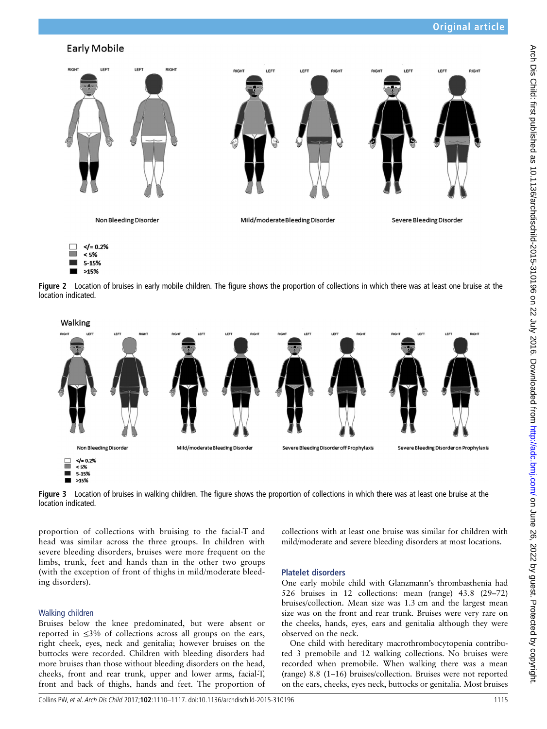Figure 2 Location of bruises in early mobile children. The figure shows the proportion of collections in which there was at least one bruise at the location indicated.

Figure 3 Location of bruises in walking children. The figure shows the proportion of collections in which there was at least one bruise at the location indicated.

proportion of collections with bruising to the facial-T and head was similar across the three groups. In children with severe bleeding disorders, bruises were more frequent on the limbs, trunk, feet and hands than in the other two groups (with the exception of front of thighs in mild/moderate bleeding disorders).

### Walking children

Bruises below the knee predominated, but were absent or reported in ≤3% of collections across all groups on the ears, right cheek, eyes, neck and genitalia; however bruises on the buttocks were recorded. Children with bleeding disorders had more bruises than those without bleeding disorders on the head, cheeks, front and rear trunk, upper and lower arms, facial-T, front and back of thighs, hands and feet. The proportion of collections with at least one bruise was similar for children with mild/moderate and severe bleeding disorders at most locations.

## Platelet disorders

One early mobile child with Glanzmann's thrombasthenia had 526 bruises in 12 collections: mean (range) 43.8 (29–72) bruises/collection. Mean size was 1.3 cm and the largest mean size was on the front and rear trunk. Bruises were very rare on the cheeks, hands, eyes, ears and genitalia although they were observed on the neck.

One child with hereditary macrothrombocytopenia contributed 3 premobile and 12 walking collections. No bruises were recorded when premobile. When walking there was a mean (range) 8.8 (1–16) bruises/collection. Bruises were not reported on the ears, cheeks, eyes neck, buttocks or genitalia. Most bruises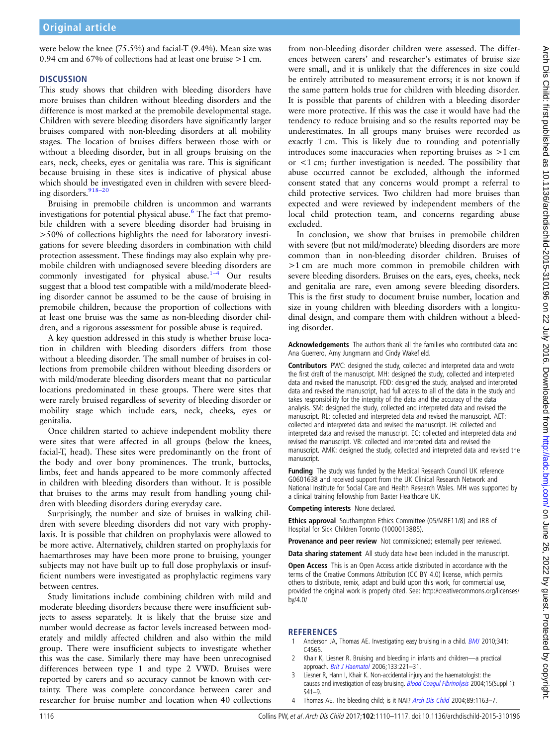were below the knee (75.5%) and facial-T (9.4%). Mean size was 0.94 cm and 67% of collections had at least one bruise >1 cm.

## DISCUSSION

This study shows that children with bleeding disorders have more bruises than children without bleeding disorders and the difference is most marked at the premobile developmental stage. Children with severe bleeding disorders have significantly larger bruises compared with non-bleeding disorders at all mobility stages. The location of bruises differs between those with or without a bleeding disorder, but in all groups bruising on the ears, neck, cheeks, eyes or genitalia was rare. This is significant because bruising in these sites is indicative of physical abuse which should be investigated even in children with severe bleeding disorders.[9 18–20]

Bruising in premobile children is uncommon and warrants investigations for potential physical abuse.[6] The fact that premobile children with a severe bleeding disorder had bruising in >50% of collections highlights the need for laboratory investigations for severe bleeding disorders in combination with child protection assessment. These findings may also explain why premobile children with undiagnosed severe bleeding disorders are commonly investigated for physical abuse.[1–4] Our results suggest that a blood test compatible with a mild/moderate bleeding disorder cannot be assumed to be the cause of bruising in premobile children, because the proportion of collections with at least one bruise was the same as non-bleeding disorder children, and a rigorous assessment for possible abuse is required.

A key question addressed in this study is whether bruise location in children with bleeding disorders differs from those without a bleeding disorder. The small number of bruises in collections from premobile children without bleeding disorders or with mild/moderate bleeding disorders meant that no particular locations predominated in these groups. There were sites that were rarely bruised regardless of severity of bleeding disorder or mobility stage which include ears, neck, cheeks, eyes or genitalia.

Once children started to achieve independent mobility there were sites that were affected in all groups (below the knees, facial-T, head). These sites were predominantly on the front of the body and over bony prominences. The trunk, buttocks, limbs, feet and hands appeared to be more commonly affected in children with bleeding disorders than without. It is possible that bruises to the arms may result from handling young children with bleeding disorders during everyday care.

Surprisingly, the number and size of bruises in walking children with severe bleeding disorders did not vary with prophylaxis. It is possible that children on prophylaxis were allowed to be more active. Alternatively, children started on prophylaxis for haemarthroses may have been more prone to bruising, younger subjects may not have built up to full dose prophylaxis or insufficient numbers were investigated as prophylactic regimens vary between centres.

Study limitations include combining children with mild and moderate bleeding disorders because there were insufficient subjects to assess separately. It is likely that the bruise size and number would decrease as factor levels increased between moderately and mildly affected children and also within the mild group. There were insufficient subjects to investigate whether this was the case. Similarly there may have been unrecognised differences between type 1 and type 2 VWD. Bruises were reported by carers and so accuracy cannot be known with certainty. There was complete concordance between carer and researcher for bruise number and location when 40 collections from non-bleeding disorder children were assessed. The differences between carers' and researcher's estimates of bruise size were small, and it is unlikely that the differences in size could be entirely attributed to measurement errors; it is not known if the same pattern holds true for children with bleeding disorder. It is possible that parents of children with a bleeding disorder were more protective. If this was the case it would have had the tendency to reduce bruising and so the results reported may be underestimates. In all groups many bruises were recorded as exactly 1 cm. This is likely due to rounding and potentially introduces some inaccuracies when reporting bruises as >1 cm or <1 cm; further investigation is needed. The possibility that abuse occurred cannot be excluded, although the informed consent stated that any concerns would prompt a referral to child protective services. Two children had more bruises than expected and were reviewed by independent members of the local child protection team, and concerns regarding abuse excluded.

In conclusion, we show that bruises in premobile children with severe (but not mild/moderate) bleeding disorders are more common than in non-bleeding disorder children. Bruises of >1 cm are much more common in premobile children with severe bleeding disorders. Bruises on the ears, eyes, cheeks, neck and genitalia are rare, even among severe bleeding disorders. This is the first study to document bruise number, location and size in young children with bleeding disorders with a longitudinal design, and compare them with children without a bleeding disorder.

**Acknowledgements** The authors thank all the families who contributed data and Ana Guerrero, Amy Jungmann and Cindy Wakefield.

**Contributors** PWC: designed the study, collected and interpreted data and wrote the first draft of the manuscript. MH: designed the study, collected and interpreted data and revised the manuscript. FDD: designed the study, analysed and interpreted data and revised the manuscript, had full access to all of the data in the study and takes responsibility for the integrity of the data and the accuracy of the data analysis. SM: designed the study, collected and interpreted data and revised the manuscript. RL: collected and interpreted data and revised the manuscript. AET: collected and interpreted data and revised the manuscript. JH: collected and interpreted data and revised the manuscript. EC: collected and interpreted data and revised the manuscript. VB: collected and interpreted data and revised the manuscript. AMK: designed the study, collected and interpreted data and revised the manuscript.

**Funding** The study was funded by the Medical Research Council UK reference G0601638 and received support from the UK Clinical Research Network and National Institute for Social Care and Health Research Wales. MH was supported by a clinical training fellowship from Baxter Healthcare UK.

**Competing interests** None declared.

**Ethics approval** Southampton Ethics Committee (05/MRE11/8) and IRB of Hospital for Sick Children Toronto (1000013885).

**Provenance and peer review** Not commissioned; externally peer reviewed.

**Data sharing statement** All study data have been included in the manuscript.

**Open Access** This is an Open Access article distributed in accordance with the terms of the Creative Commons Attribution (CC BY 4.0) license, which permits others to distribute, remix, adapt and build upon this work, for commercial use, provided the original work is properly cited. See: http://creativecommons.org/licenses/by/4.0/

## REFERENCES

1. Anderson JA, Thomas AE. Investigating easy bruising in a child. *BMJ* 2010;341:C4565.
2. Khair K, Liesner R. Bruising and bleeding in infants and children—a practical approach. *Brit J Haematol* 2006;133:221–31.
3. Liesner R, Hann I, Khair K. Non-accidental injury and the haematologist: the causes and investigation of easy bruising. *Blood Coagul Fibrinolysis* 2004;15(Suppl 1):S41–9.
4. Thomas AE. The bleeding child; is it NAI? *Arch Dis Child* 2004;89:1163–7.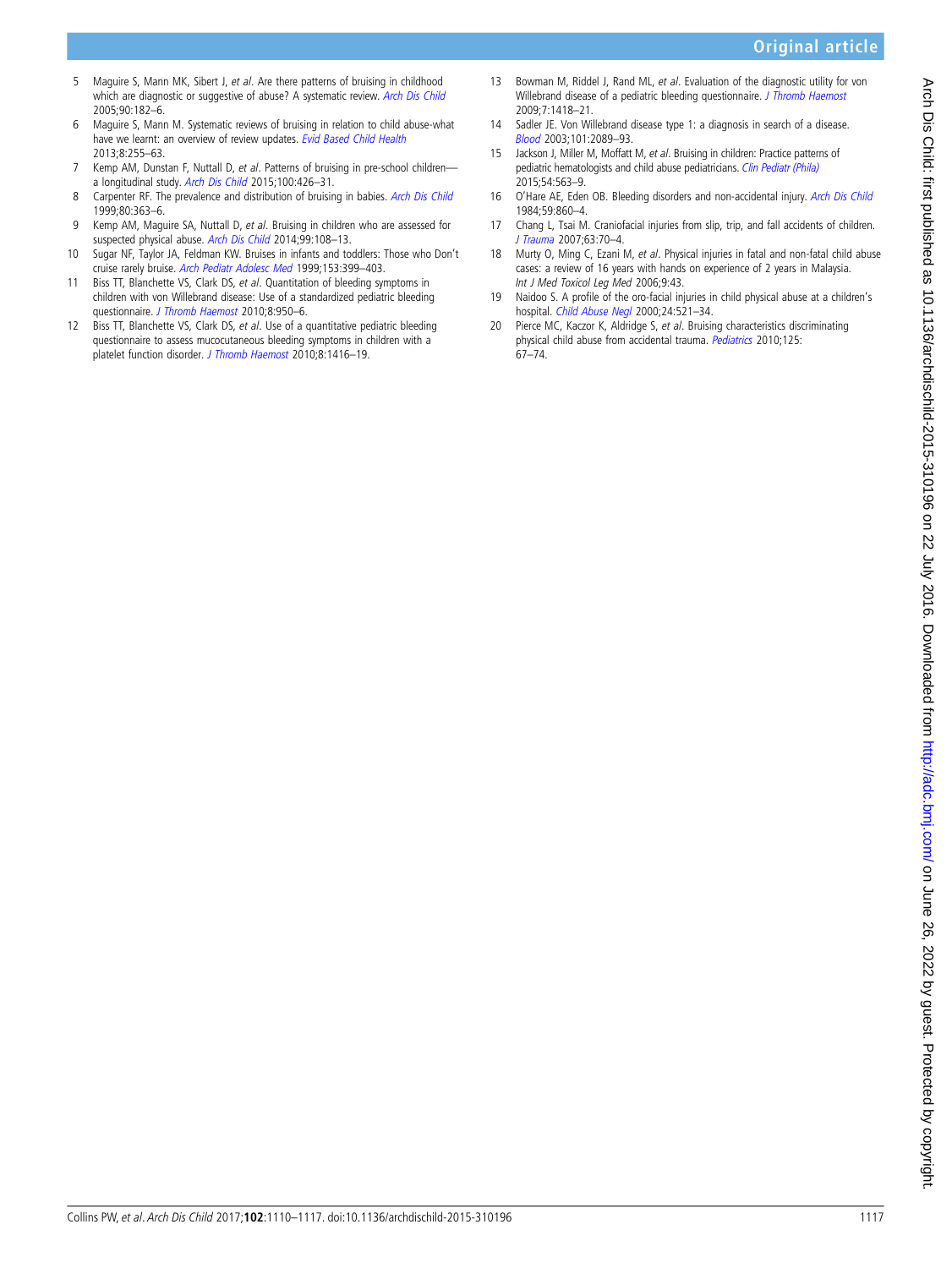5. Maguire S, Mann MK, Sibert J, *et al*. Are there patterns of bruising in childhood which are diagnostic or suggestive of abuse? A systematic review. *Arch Dis Child* 2005;90:182–6.
6. Maguire S, Mann M. Systematic reviews of bruising in relation to child abuse-what have we learnt: an overview of review updates. *Evid Based Child Health* 2013;8:255–63.
7. Kemp AM, Dunstan F, Nuttall D, *et al*. Patterns of bruising in pre-school children—a longitudinal study. *Arch Dis Child* 2015;100:426–31.
8. Carpenter RF. The prevalence and distribution of bruising in babies. *Arch Dis Child* 1999;80:363–6.
9. Kemp AM, Maguire SA, Nuttall D, *et al*. Bruising in children who are assessed for suspected physical abuse. *Arch Dis Child* 2014;99:108–13.
10. Sugar NF, Taylor JA, Feldman KW. Bruises in infants and toddlers: Those who Don't cruise rarely bruise. *Arch Pediatr Adolesc Med* 1999;153:399–403.
11. Biss TT, Blanchette VS, Clark DS, *et al*. Quantitation of bleeding symptoms in children with von Willebrand disease: Use of a standardized pediatric bleeding questionnaire. *J Thromb Haemost* 2010;8:950–6.
12. Biss TT, Blanchette VS, Clark DS, *et al*. Use of a quantitative pediatric bleeding questionnaire to assess mucocutaneous bleeding symptoms in children with a platelet function disorder. *J Thromb Haemost* 2010;8:1416–19.
13. Bowman M, Riddel J, Rand ML, *et al*. Evaluation of the diagnostic utility for von Willebrand disease of a pediatric bleeding questionnaire. *J Thromb Haemost* 2009;7:1418–21.
14. Sadler JE. Von Willebrand disease type 1: a diagnosis in search of a disease. *Blood* 2003;101:2089–93.
15. Jackson J, Miller M, Moffatt M, *et al*. Bruising in children: Practice patterns of pediatric hematologists and child abuse pediatricians. *Clin Pediatr (Phila)* 2015;54:563–9.
16. O'Hare AE, Eden OB. Bleeding disorders and non-accidental injury. *Arch Dis Child* 1984;59:860–4.
17. Chang L, Tsai M. Craniofacial injuries from slip, trip, and fall accidents of children. *J Trauma* 2007;63:70–4.
18. Murty O, Ming C, Ezani M, *et al*. Physical injuries in fatal and non-fatal child abuse cases: a review of 16 years with hands on experience of 2 years in Malaysia. *Int J Med Toxicol Leg Med* 2006;9:43.
19. Naidoo S. A profile of the oro-facial injuries in child physical abuse at a children's hospital. *Child Abuse Negl* 2000;24:521–34.
20. Pierce MC, Kaczor K, Aldridge S, *et al*. Bruising characteristics discriminating physical child abuse from accidental trauma. *Pediatrics* 2010;125:67–74.